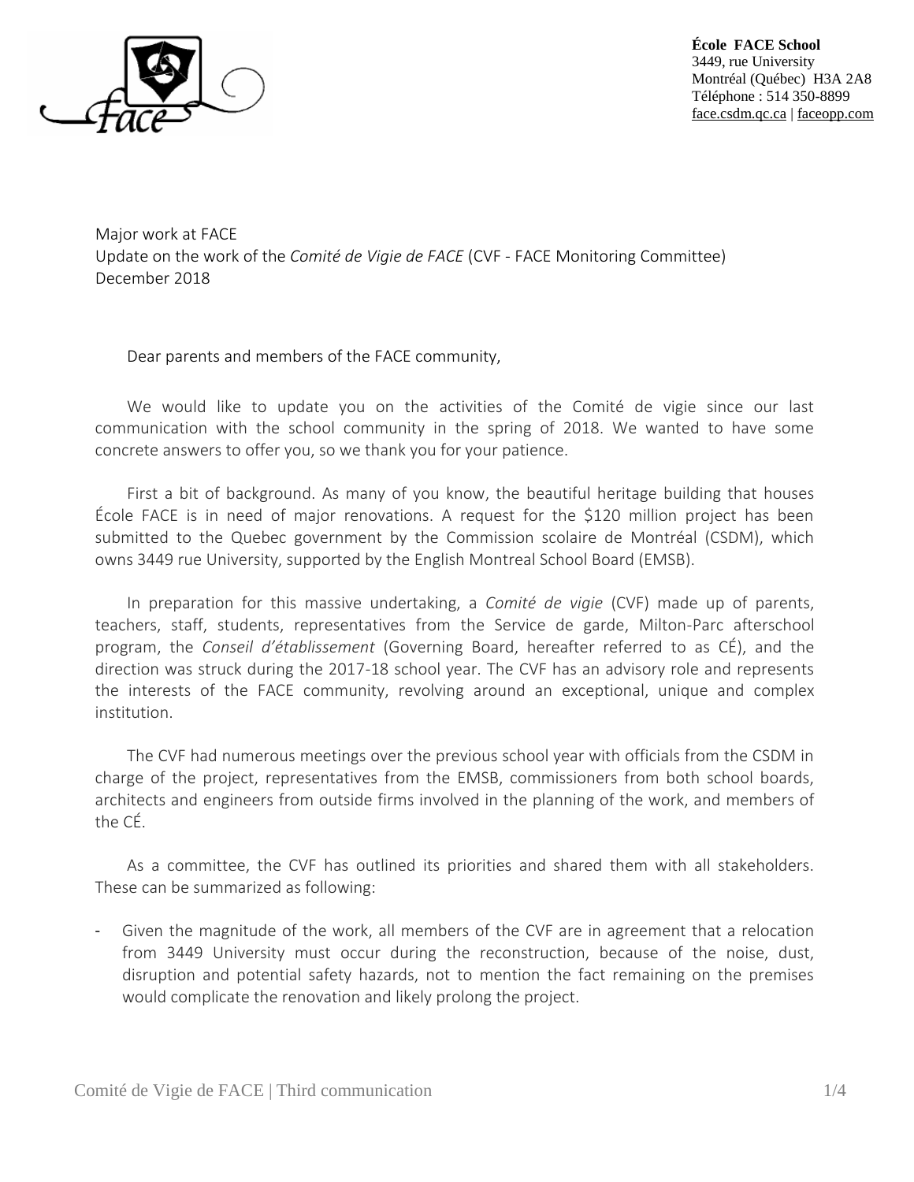**École FACE School**
3449, rue University
Montréal (Québec) H3A 2A8
Téléphone : 514 350-8899
face.csdm.qc.ca | faceopp.com

Major work at FACE
Update on the work of the *Comité de Vigie de FACE* (CVF - FACE Monitoring Committee)
December 2018

Dear parents and members of the FACE community,

We would like to update you on the activities of the Comité de vigie since our last communication with the school community in the spring of 2018. We wanted to have some concrete answers to offer you, so we thank you for your patience.

First a bit of background. As many of you know, the beautiful heritage building that houses École FACE is in need of major renovations. A request for the $120 million project has been submitted to the Quebec government by the Commission scolaire de Montréal (CSDM), which owns 3449 rue University, supported by the English Montreal School Board (EMSB).

In preparation for this massive undertaking, a *Comité de vigie* (CVF) made up of parents, teachers, staff, students, representatives from the Service de garde, Milton-Parc afterschool program, the *Conseil d'établissement* (Governing Board, hereafter referred to as CÉ), and the direction was struck during the 2017-18 school year. The CVF has an advisory role and represents the interests of the FACE community, revolving around an exceptional, unique and complex institution.

The CVF had numerous meetings over the previous school year with officials from the CSDM in charge of the project, representatives from the EMSB, commissioners from both school boards, architects and engineers from outside firms involved in the planning of the work, and members of the CÉ.

As a committee, the CVF has outlined its priorities and shared them with all stakeholders. These can be summarized as following:

- Given the magnitude of the work, all members of the CVF are in agreement that a relocation from 3449 University must occur during the reconstruction, because of the noise, dust, disruption and potential safety hazards, not to mention the fact remaining on the premises would complicate the renovation and likely prolong the project.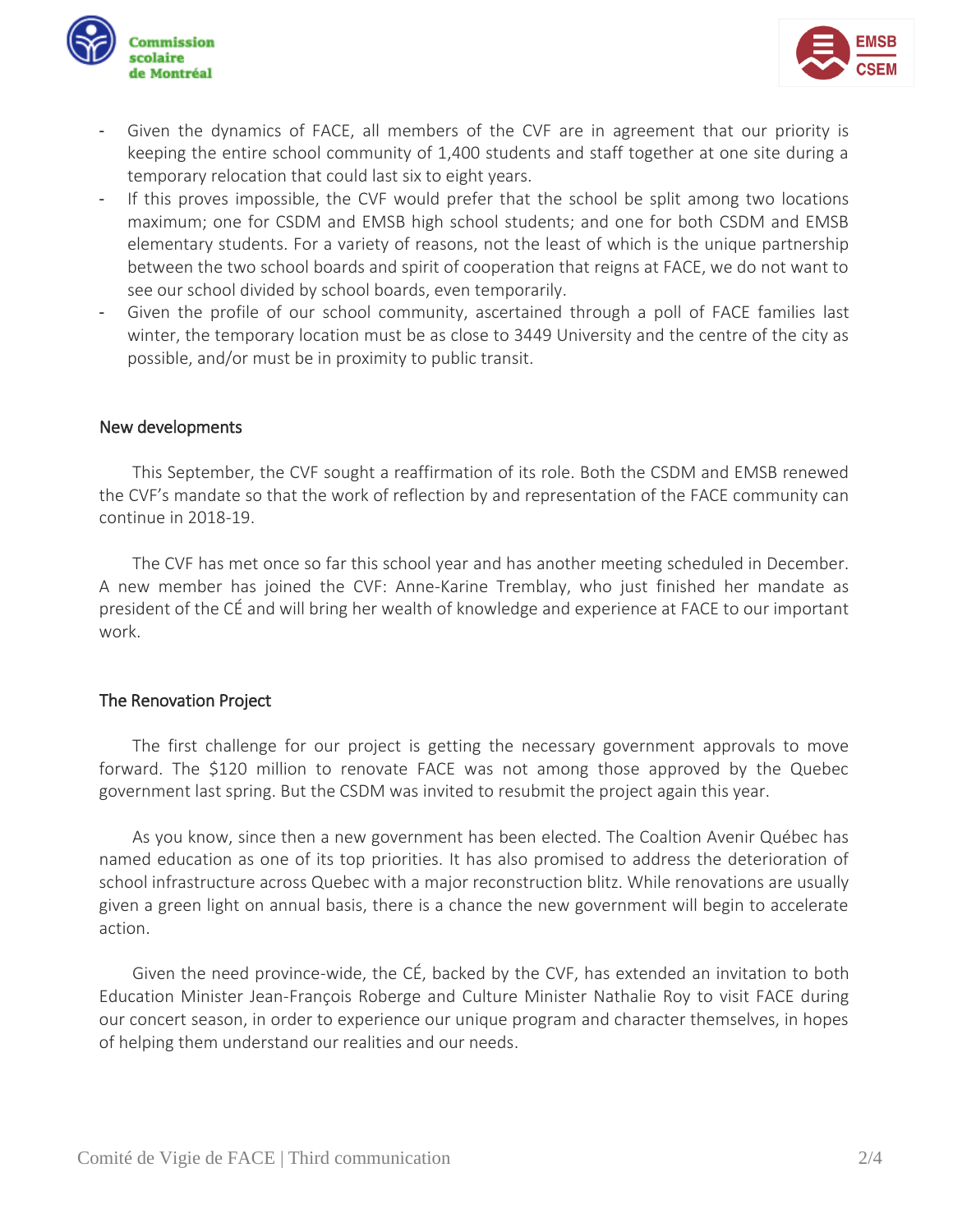- Given the dynamics of FACE, all members of the CVF are in agreement that our priority is keeping the entire school community of 1,400 students and staff together at one site during a temporary relocation that could last six to eight years.
- If this proves impossible, the CVF would prefer that the school be split among two locations maximum; one for CSDM and EMSB high school students; and one for both CSDM and EMSB elementary students. For a variety of reasons, not the least of which is the unique partnership between the two school boards and spirit of cooperation that reigns at FACE, we do not want to see our school divided by school boards, even temporarily.
- Given the profile of our school community, ascertained through a poll of FACE families last winter, the temporary location must be as close to 3449 University and the centre of the city as possible, and/or must be in proximity to public transit.

## New developments

This September, the CVF sought a reaffirmation of its role. Both the CSDM and EMSB renewed the CVF's mandate so that the work of reflection by and representation of the FACE community can continue in 2018-19.

The CVF has met once so far this school year and has another meeting scheduled in December. A new member has joined the CVF: Anne-Karine Tremblay, who just finished her mandate as president of the CÉ and will bring her wealth of knowledge and experience at FACE to our important work.

## The Renovation Project

The first challenge for our project is getting the necessary government approvals to move forward. The $120 million to renovate FACE was not among those approved by the Quebec government last spring. But the CSDM was invited to resubmit the project again this year.

As you know, since then a new government has been elected. The Coaltion Avenir Québec has named education as one of its top priorities. It has also promised to address the deterioration of school infrastructure across Quebec with a major reconstruction blitz. While renovations are usually given a green light on annual basis, there is a chance the new government will begin to accelerate action.

Given the need province-wide, the CÉ, backed by the CVF, has extended an invitation to both Education Minister Jean-François Roberge and Culture Minister Nathalie Roy to visit FACE during our concert season, in order to experience our unique program and character themselves, in hopes of helping them understand our realities and our needs.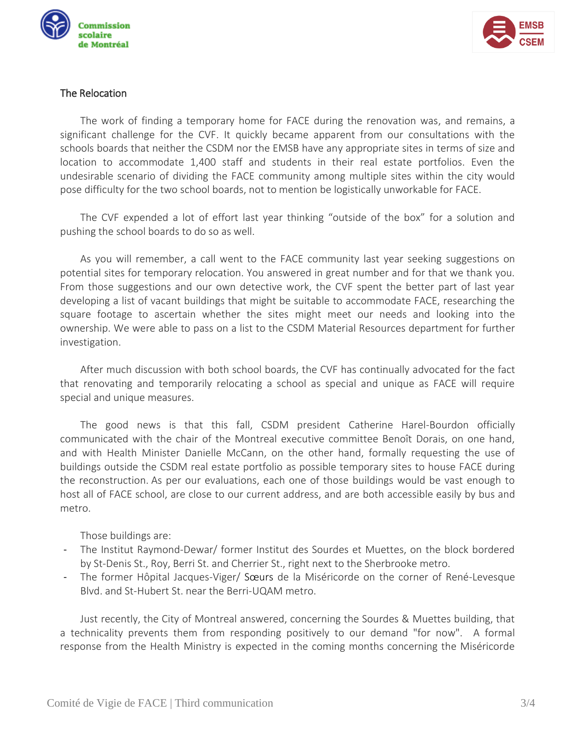## The Relocation

The work of finding a temporary home for FACE during the renovation was, and remains, a significant challenge for the CVF. It quickly became apparent from our consultations with the schools boards that neither the CSDM nor the EMSB have any appropriate sites in terms of size and location to accommodate 1,400 staff and students in their real estate portfolios. Even the undesirable scenario of dividing the FACE community among multiple sites within the city would pose difficulty for the two school boards, not to mention be logistically unworkable for FACE.

The CVF expended a lot of effort last year thinking "outside of the box" for a solution and pushing the school boards to do so as well.

As you will remember, a call went to the FACE community last year seeking suggestions on potential sites for temporary relocation. You answered in great number and for that we thank you. From those suggestions and our own detective work, the CVF spent the better part of last year developing a list of vacant buildings that might be suitable to accommodate FACE, researching the square footage to ascertain whether the sites might meet our needs and looking into the ownership. We were able to pass on a list to the CSDM Material Resources department for further investigation.

After much discussion with both school boards, the CVF has continually advocated for the fact that renovating and temporarily relocating a school as special and unique as FACE will require special and unique measures.

The good news is that this fall, CSDM president Catherine Harel-Bourdon officially communicated with the chair of the Montreal executive committee Benoît Dorais, on one hand, and with Health Minister Danielle McCann, on the other hand, formally requesting the use of buildings outside the CSDM real estate portfolio as possible temporary sites to house FACE during the reconstruction. As per our evaluations, each one of those buildings would be vast enough to host all of FACE school, are close to our current address, and are both accessible easily by bus and metro.

Those buildings are:

- The Institut Raymond-Dewar/ former Institut des Sourdes et Muettes, on the block bordered by St-Denis St., Roy, Berri St. and Cherrier St., right next to the Sherbrooke metro.
- The former Hôpital Jacques-Viger/ Sœurs de la Miséricorde on the corner of René-Levesque Blvd. and St-Hubert St. near the Berri-UQAM metro.

Just recently, the City of Montreal answered, concerning the Sourdes & Muettes building, that a technicality prevents them from responding positively to our demand "for now". A formal response from the Health Ministry is expected in the coming months concerning the Miséricorde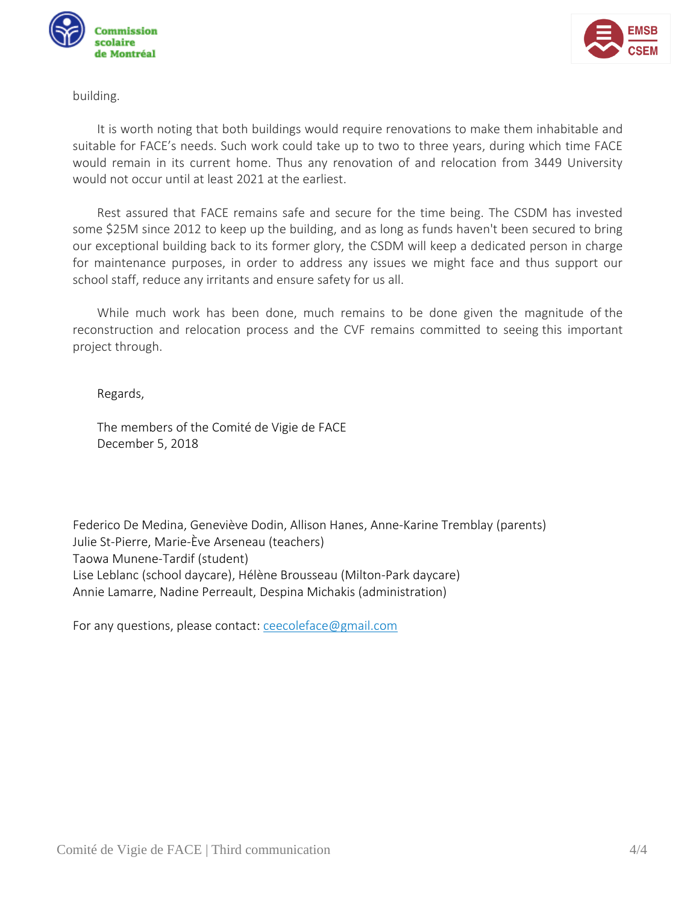building.

It is worth noting that both buildings would require renovations to make them inhabitable and suitable for FACE's needs. Such work could take up to two to three years, during which time FACE would remain in its current home. Thus any renovation of and relocation from 3449 University would not occur until at least 2021 at the earliest.

Rest assured that FACE remains safe and secure for the time being. The CSDM has invested some $25M since 2012 to keep up the building, and as long as funds haven't been secured to bring our exceptional building back to its former glory, the CSDM will keep a dedicated person in charge for maintenance purposes, in order to address any issues we might face and thus support our school staff, reduce any irritants and ensure safety for us all.

While much work has been done, much remains to be done given the magnitude of the reconstruction and relocation process and the CVF remains committed to seeing this important project through.

Regards,

The members of the Comité de Vigie de FACE
December 5, 2018

Federico De Medina, Geneviève Dodin, Allison Hanes, Anne-Karine Tremblay (parents)
Julie St-Pierre, Marie-Ève Arseneau (teachers)
Taowa Munene-Tardif (student)
Lise Leblanc (school daycare), Hélène Brousseau (Milton-Park daycare)
Annie Lamarre, Nadine Perreault, Despina Michakis (administration)

For any questions, please contact: ceecoleface@gmail.com